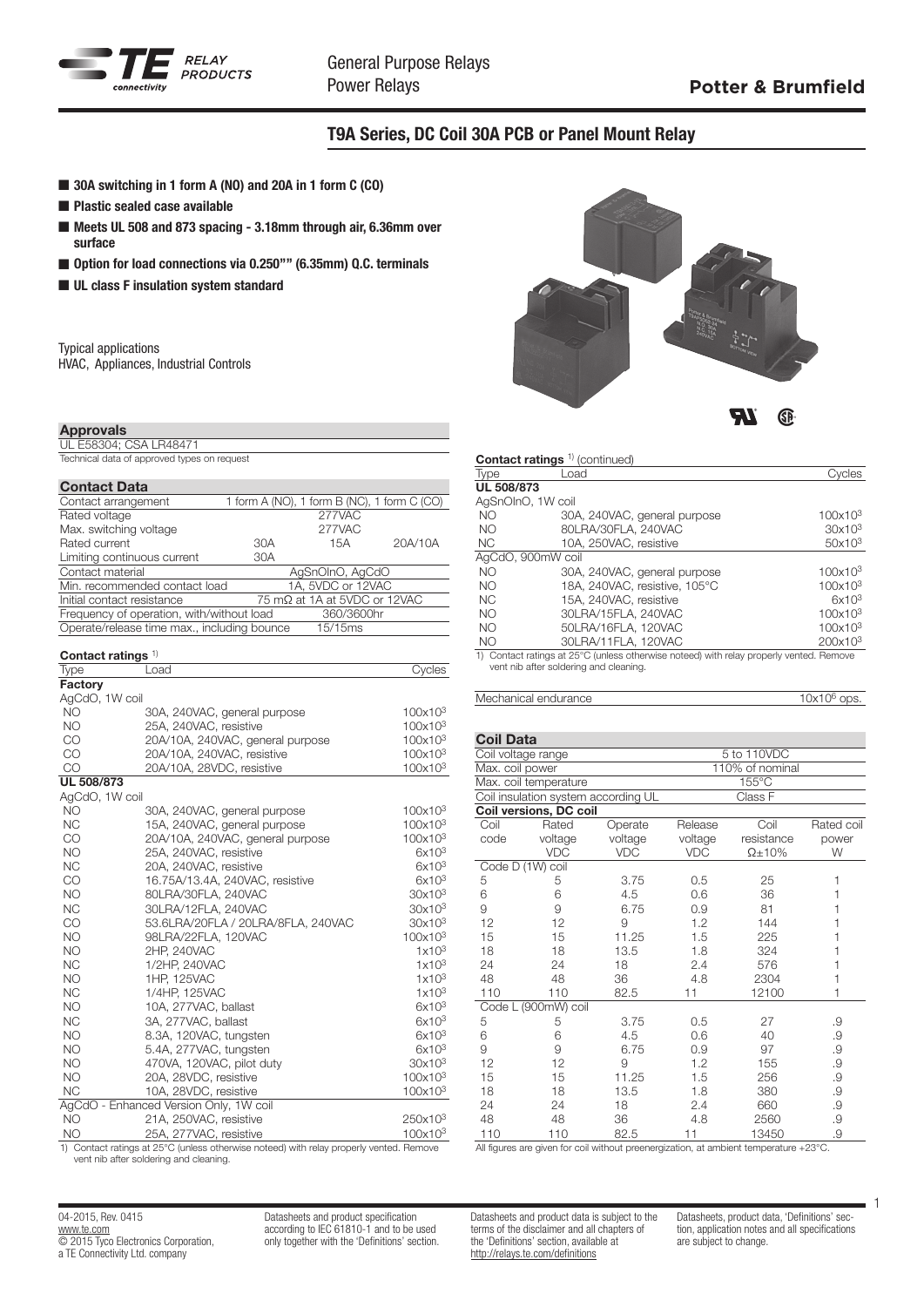# T9A Series, DC Coil 30A PCB or Panel Mount Relay

- **30A switching in 1 form A (NO) and 20A in 1 form C (CO)**
- **Plastic sealed case available**
- **Meets UL 508 and 873 spacing - 3.18mm through air, 6.36mm over surface**
- **Option for load connections via 0.250"" (6.35mm) Q.C. terminals**
- **UL class F insulation system standard**

Typical applications
HVAC, Appliances, Industrial Controls

## Approvals

UL E58304; CSA LR48471
Technical data of approved types on request

## Contact Data

| | | | |
|---|---|---|---|
| Contact arrangement | 1 form A (NO), 1 form B (NC), 1 form C (CO) | | |
| Rated voltage | 277VAC | | |
| Max. switching voltage | 277VAC | | |
| Rated current | 30A | 15A | 20A/10A |
| Limiting continuous current | 30A | | |
| Contact material | AgSnOInO, AgCdO | | |
| Min. recommended contact load | 1A, 5VDC or 12VAC | | |
| Initial contact resistance | 75 mΩ at 1A at 5VDC or 12VAC | | |
| Frequency of operation, with/without load | 360/3600hr | | |
| Operate/release time max., including bounce | 15/15ms | | |

### Contact ratings [1]

| Type | Load | Cycles |
|---|---|---|
| **Factory** | | |
| AgCdO, 1W coil | | |
| NO | 30A, 240VAC, general purpose | 100x10³ |
| NO | 25A, 240VAC, resistive | 100x10³ |
| CO | 20A/10A, 240VAC, general purpose | 100x10³ |
| CO | 20A/10A, 240VAC, resistive | 100x10³ |
| CO | 20A/10A, 28VDC, resistive | 100x10³ |
| **UL 508/873** | | |
| AgCdO, 1W coil | | |
| NO | 30A, 240VAC, general purpose | 100x10³ |
| NC | 15A, 240VAC, general purpose | 100x10³ |
| CO | 20A/10A, 240VAC, general purpose | 100x10³ |
| NO | 25A, 240VAC, resistive | 6x10³ |
| NC | 20A, 240VAC, resistive | 6x10³ |
| CO | 16.75A/13.4A, 240VAC, resistive | 6x10³ |
| NO | 80LRA/30FLA, 240VAC | 30x10³ |
| NC | 30LRA/12FLA, 240VAC | 30x10³ |
| CO | 53.6LRA/20FLA / 20LRA/8FLA, 240VAC | 30x10³ |
| NO | 98LRA/22FLA, 120VAC | 100x10³ |
| NO | 2HP, 240VAC | 1x10³ |
| NC | 1/2HP, 240VAC | 1x10³ |
| NO | 1HP, 125VAC | 1x10³ |
| NC | 1/4HP, 125VAC | 1x10³ |
| NO | 10A, 277VAC, ballast | 6x10³ |
| NC | 3A, 277VAC, ballast | 6x10³ |
| NO | 8.3A, 120VAC, tungsten | 6x10³ |
| NO | 5.4A, 277VAC, tungsten | 6x10³ |
| NO | 470VA, 120VAC, pilot duty | 30x10³ |
| NO | 20A, 28VDC, resistive | 100x10³ |
| NC | 10A, 28VDC, resistive | 100x10³ |
| AgCdO - Enhanced Version Only, 1W coil | | |
| NO | 21A, 250VAC, resistive | 250x10³ |
| NO | 25A, 277VAC, resistive | 100x10³ |

1) Contact ratings at 25°C (unless otherwise noteed) with relay properly vented. Remove vent nib after soldering and cleaning.

### Contact ratings [1] (continued)

| Type | Load | Cycles |
|---|---|---|
| **UL 508/873** | | |
| AgSnOInO, 1W coil | | |
| NO | 30A, 240VAC, general purpose | 100x10³ |
| NO | 80LRA/30FLA, 240VAC | 30x10³ |
| NC | 10A, 250VAC, resistive | 50x10³ |
| AgCdO, 900mW coil | | |
| NO | 30A, 240VAC, general purpose | 100x10³ |
| NO | 18A, 240VAC, resistive, 105°C | 100x10³ |
| NC | 15A, 240VAC, resistive | 6x10³ |
| NO | 30LRA/15FLA, 240VAC | 100x10³ |
| NO | 50LRA/16FLA, 120VAC | 100x10³ |
| NO | 30LRA/11FLA, 120VAC | 200x10³ |

1) Contact ratings at 25°C (unless otherwise noteed) with relay properly vented. Remove vent nib after soldering and cleaning.

| | |
|---|---|
| Mechanical endurance | 10x10⁶ ops. |

## Coil Data

| | |
|---|---|
| Coil voltage range | 5 to 110VDC |
| Max. coil power | 110% of nominal |
| Max. coil temperature | 155°C |
| Coil insulation system according UL | Class F |

### Coil versions, DC coil

| Coil code | Rated voltage VDC | Operate voltage VDC | Release voltage VDC | Coil resistance Ω±10% | Rated coil power W |
|---|---|---|---|---|---|
| Code D (1W) coil | | | | | |
| 5 | 5 | 3.75 | 0.5 | 25 | 1 |
| 6 | 6 | 4.5 | 0.6 | 36 | 1 |
| 9 | 9 | 6.75 | 0.9 | 81 | 1 |
| 12 | 12 | 9 | 1.2 | 144 | 1 |
| 15 | 15 | 11.25 | 1.5 | 225 | 1 |
| 18 | 18 | 13.5 | 1.8 | 324 | 1 |
| 24 | 24 | 18 | 2.4 | 576 | 1 |
| 48 | 48 | 36 | 4.8 | 2304 | 1 |
| 110 | 110 | 82.5 | 11 | 12100 | 1 |
| Code L (900mW) coil | | | | | |
| 5 | 5 | 3.75 | 0.5 | 27 | .9 |
| 6 | 6 | 4.5 | 0.6 | 40 | .9 |
| 9 | 9 | 6.75 | 0.9 | 97 | .9 |
| 12 | 12 | 9 | 1.2 | 155 | .9 |
| 15 | 15 | 11.25 | 1.5 | 256 | .9 |
| 18 | 18 | 13.5 | 1.8 | 380 | .9 |
| 24 | 24 | 18 | 2.4 | 660 | .9 |
| 48 | 48 | 36 | 4.8 | 2560 | .9 |
| 110 | 110 | 82.5 | 11 | 13450 | .9 |

All figures are given for coil without preenergization, at ambient temperature +23°C.

04-2015, Rev. 0415
www.te.com
© 2015 Tyco Electronics Corporation, a TE Connectivity Ltd. company

Datasheets and product specification according to IEC 61810-1 and to be used only together with the 'Definitions' section.

Datasheets and product data is subject to the terms of the disclaimer and all chapters of the 'Definitions' section, available at http://relays.te.com/definitions

Datasheets, product data, 'Definitions' section, application notes and all specifications are subject to change.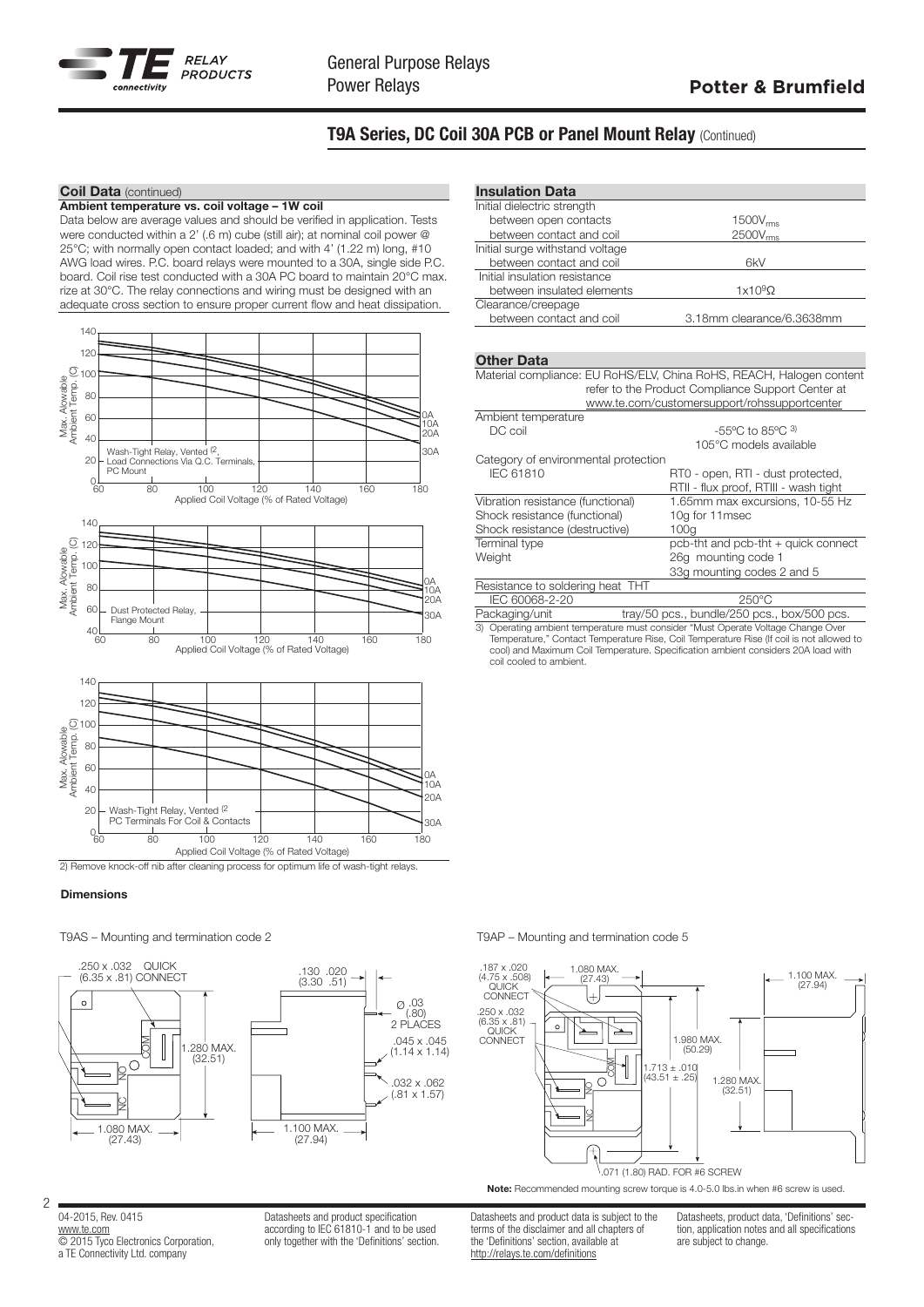## T9A Series, DC Coil 30A PCB or Panel Mount Relay (Continued)

### Coil Data (continued)

**Ambient temperature vs. coil voltage – 1W coil**

Data below are average values and should be verified in application. Tests were conducted within a 2' (.6 m) cube (still air); at nominal coil power @ 25°C; with normally open contact loaded; and with 4' (1.22 m) long, #10 AWG load wires. P.C. board relays were mounted to a 30A, single side P.C. board. Coil rise test conducted with a 30A PC board to maintain 20°C max. rize at 30°C. The relay connections and wiring must be designed with an adequate cross section to ensure proper current flow and heat dissipation.

Wash-Tight Relay, Vented [2], Load Connections Via Q.C. Terminals, PC Mount

Dust Protected Relay, Flange Mount

Wash-Tight Relay, Vented [2] PC Terminals For Coil & Contacts

2) Remove knock-off nib after cleaning process for optimum life of wash-tight relays.

### Insulation Data

| | |
|---|---|
| Initial dielectric strength | |
| between open contacts | $1500V_{rms}$ |
| between contact and coil | $2500V_{rms}$ |
| Initial surge withstand voltage | |
| between contact and coil | 6kV |
| Initial insulation resistance | |
| between insulated elements | $1x10^9\Omega$ |
| Clearance/creepage | |
| between contact and coil | 3.18mm clearance/6.3638mm |

### Other Data

| | |
|---|---|
| Material compliance: | EU RoHS/ELV, China RoHS, REACH, Halogen content refer to the Product Compliance Support Center at www.te.com/customersupport/rohssupportcenter |
| Ambient temperature | |
| DC coil | -55ºC to 85ºC [3] 105°C models available |
| Category of environmental protection | |
| IEC 61810 | RT0 - open, RTI - dust protected, RTII - flux proof, RTIII - wash tight |
| Vibration resistance (functional) | 1.65mm max excursions, 10-55 Hz |
| Shock resistance (functional) | 10g for 11msec |
| Shock resistance (destructive) | 100g |
| Terminal type | pcb-tht and pcb-tht + quick connect |
| Weight | 26g mounting code 1 |
| | 33g mounting codes 2 and 5 |
| Resistance to soldering heat THT | |
| IEC 60068-2-20 | 250°C |
| Packaging/unit | tray/50 pcs., bundle/250 pcs., box/500 pcs. |

3) Operating ambient temperature must consider "Must Operate Voltage Change Over Temperature," Contact Temperature Rise, Coil Temperature Rise (If coil is not allowed to cool) and Maximum Coil Temperature. Specification ambient considers 20A load with coil cooled to ambient.

### Dimensions

T9AS – Mounting and termination code 2

T9AP – Mounting and termination code 5

**Note:** Recommended mounting screw torque is 4.0-5.0 lbs.in when #6 screw is used.

04-2015, Rev. 0415
www.te.com
© 2015 Tyco Electronics Corporation, a TE Connectivity Ltd. company

Datasheets and product specification according to IEC 61810-1 and to be used only together with the 'Definitions' section.

Datasheets and product data is subject to the terms of the disclaimer and all chapters of the 'Definitions' section, available at http://relays.te.com/definitions

Datasheets, product data, 'Definitions' section, application notes and all specifications are subject to change.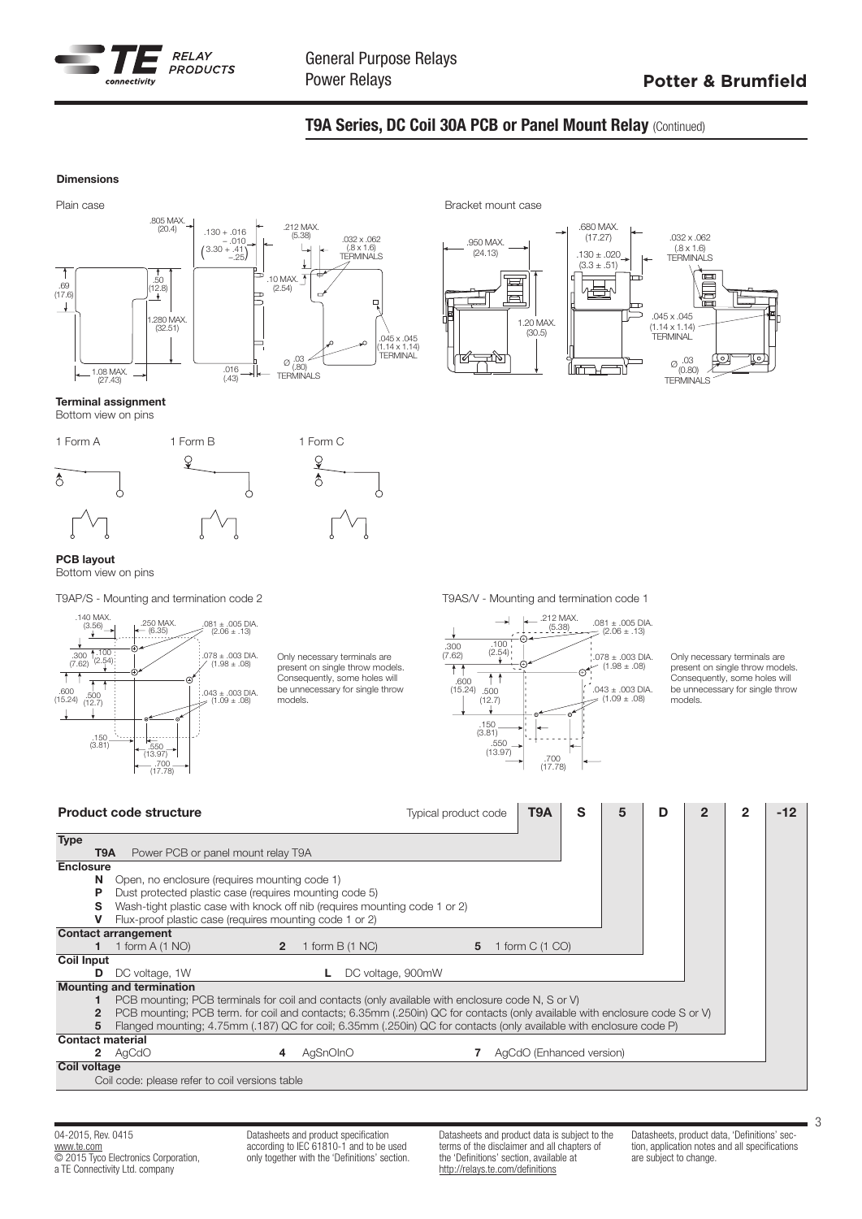## T9A Series, DC Coil 30A PCB or Panel Mount Relay (Continued)

### Dimensions

Plain case

.805 MAX. (20.4)

.130 + .016 − .010 (3.30 + .41 − .25)

.212 MAX. (5.38)

.032 x .062 (.8 x 1.6) TERMINALS

.69 (17.6)

.50 (12.8)

1.280 MAX. (32.51)

.10 MAX. (2.54)

.045 x .045 (1.14 x 1.14) TERMINAL

Ø .03 (.80) TERMINALS

1.08 MAX. (27.43)

.016 (.43)

Bracket mount case

.950 MAX. (24.13)

.680 MAX. (17.27)

.130 ± .020 (3.3 ± .51)

1.20 MAX. (30.5)

.032 x .062 (.8 x 1.6) TERMINALS

.045 x .045 (1.14 x 1.14) TERMINAL

Ø .03 (0.80) TERMINALS

### Terminal assignment

Bottom view on pins

1 Form A

1 Form B

1 Form C

### PCB layout

Bottom view on pins

T9AP/S - Mounting and termination code 2

.140 MAX. (3.56)

.250 MAX. (6.35)

.081 ± .005 DIA. (2.06 ± .13)

.300 (7.62)

.100 (2.54)

.078 ± .003 DIA. (1.98 ± .08)

.600 (15.24)

.500 (12.7)

.043 ± .003 DIA. (1.09 ± .08)

.150 (3.81)

.550 (13.97)

.700 (17.78)

Only necessary terminals are present on single throw models. Consequently, some holes will be unnecessary for single throw models.

T9AS/V - Mounting and termination code 1

.212 MAX. (5.38)

.081 ± .005 DIA. (2.06 ± .13)

.300 (7.62)

.100 (2.54)

.078 ± .003 DIA. (1.98 ± .08)

.600 (15.24)

.500 (12.7)

.043 ± .003 DIA. (1.09 ± .08)

.150 (3.81)

.550 (13.97)

.700 (17.78)

Only necessary terminals are present on single throw models. Consequently, some holes will be unnecessary for single throw models.

### Product code structure

| Typical product code | T9A | S | 5 | D | 2 | 2 | -12 |
|---|---|---|---|---|---|---|---|

**Type**

| | |
|---|---|
| T9A | Power PCB or panel mount relay T9A |

**Enclosure**

| | |
|---|---|
| N | Open, no enclosure (requires mounting code 1) |
| P | Dust protected plastic case (requires mounting code 5) |
| S | Wash-tight plastic case with knock off nib (requires mounting code 1 or 2) |
| V | Flux-proof plastic case (requires mounting code 1 or 2) |

**Contact arrangement**

| | | | | | |
|---|---|---|---|---|---|
| 1 | 1 form A (1 NO) | 2 | 1 form B (1 NC) | 5 | 1 form C (1 CO) |

**Coil Input**

| | | | |
|---|---|---|---|
| D | DC voltage, 1W | L | DC voltage, 900mW |

**Mounting and termination**

| | |
|---|---|
| 1 | PCB mounting; PCB terminals for coil and contacts (only available with enclosure code N, S or V) |
| 2 | PCB mounting; PCB term. for coil and contacts; 6.35mm (.250in) QC for contacts (only available with enclosure code S or V) |
| 5 | Flanged mounting; 4.75mm (.187) QC for coil; 6.35mm (.250in) QC for contacts (only available with enclosure code P) |

**Contact material**

| | | | | | |
|---|---|---|---|---|---|
| 2 | AgCdO | 4 | AgSnOInO | 7 | AgCdO (Enhanced version) |

**Coil voltage**

Coil code: please refer to coil versions table

04-2015, Rev. 0415
www.te.com
© 2015 Tyco Electronics Corporation, a TE Connectivity Ltd. company

Datasheets and product specification according to IEC 61810-1 and to be used only together with the 'Definitions' section.

Datasheets and product data is subject to the terms of the disclaimer and all chapters of the 'Definitions' section, available at http://relays.te.com/definitions

Datasheets, product data, 'Definitions' section, application notes and all specifications are subject to change.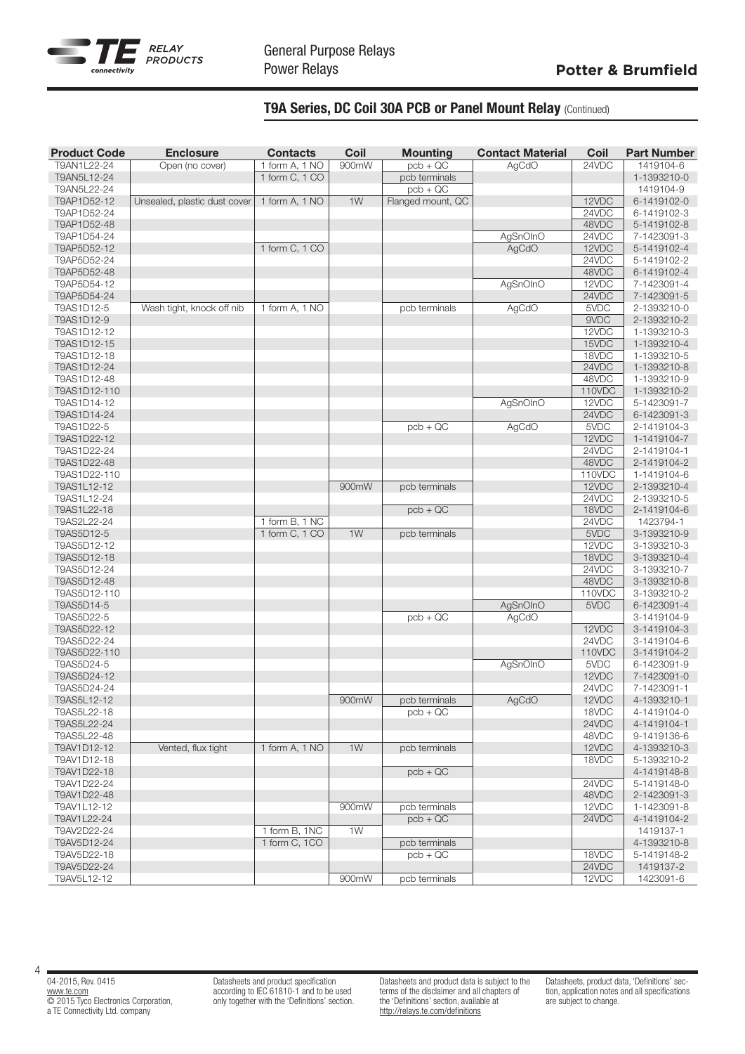## T9A Series, DC Coil 30A PCB or Panel Mount Relay (Continued)

| Product Code | Enclosure | Contacts | Coil | Mounting | Contact Material | Coil | Part Number |
|---|---|---|---|---|---|---|---|
| T9AN1L22-24 | Open (no cover) | 1 form A, 1 NO | 900mW | pcb + QC | AgCdO | 24VDC | 1419104-6 |
| T9AN5L12-24 | | 1 form C, 1 CO | | pcb terminals | | | 1-1393210-0 |
| T9AN5L22-24 | | | | pcb + QC | | | 1419104-9 |
| T9AP1D52-12 | Unsealed, plastic dust cover | 1 form A, 1 NO | 1W | Flanged mount, QC | | 12VDC | 6-1419102-0 |
| T9AP1D52-24 | | | | | | 24VDC | 6-1419102-3 |
| T9AP1D52-48 | | | | | | 48VDC | 5-1419102-8 |
| T9AP1D54-24 | | | | | AgSnOInO | 24VDC | 7-1423091-3 |
| T9AP5D52-12 | | 1 form C, 1 CO | | | AgCdO | 12VDC | 5-1419102-4 |
| T9AP5D52-24 | | | | | | 24VDC | 5-1419102-2 |
| T9AP5D52-48 | | | | | | 48VDC | 6-1419102-4 |
| T9AP5D54-12 | | | | | AgSnOInO | 12VDC | 7-1423091-4 |
| T9AP5D54-24 | | | | | | 24VDC | 7-1423091-5 |
| T9AS1D12-5 | Wash tight, knock off nib | 1 form A, 1 NO | | pcb terminals | AgCdO | 5VDC | 2-1393210-0 |
| T9AS1D12-9 | | | | | | 9VDC | 2-1393210-2 |
| T9AS1D12-12 | | | | | | 12VDC | 1-1393210-3 |
| T9AS1D12-15 | | | | | | 15VDC | 1-1393210-4 |
| T9AS1D12-18 | | | | | | 18VDC | 1-1393210-5 |
| T9AS1D12-24 | | | | | | 24VDC | 1-1393210-8 |
| T9AS1D12-48 | | | | | | 48VDC | 1-1393210-9 |
| T9AS1D12-110 | | | | | | 110VDC | 1-1393210-2 |
| T9AS1D14-12 | | | | | AgSnOInO | 12VDC | 5-1423091-7 |
| T9AS1D14-24 | | | | | | 24VDC | 6-1423091-3 |
| T9AS1D22-5 | | | | pcb + QC | AgCdO | 5VDC | 2-1419104-3 |
| T9AS1D22-12 | | | | | | 12VDC | 1-1419104-7 |
| T9AS1D22-24 | | | | | | 24VDC | 2-1419104-1 |
| T9AS1D22-48 | | | | | | 48VDC | 2-1419104-2 |
| T9AS1D22-110 | | | | | | 110VDC | 1-1419104-6 |
| T9AS1L12-12 | | | 900mW | pcb terminals | | 12VDC | 2-1393210-4 |
| T9AS1L12-24 | | | | | | 24VDC | 2-1393210-5 |
| T9AS1L22-18 | | | | pcb + QC | | 18VDC | 2-1419104-6 |
| T9AS2L22-24 | | 1 form B, 1 NC | | | | 24VDC | 1423794-1 |
| T9AS5D12-5 | | 1 form C, 1 CO | 1W | pcb terminals | | 5VDC | 3-1393210-9 |
| T9AS5D12-12 | | | | | | 12VDC | 3-1393210-3 |
| T9AS5D12-18 | | | | | | 18VDC | 3-1393210-4 |
| T9AS5D12-24 | | | | | | 24VDC | 3-1393210-7 |
| T9AS5D12-48 | | | | | | 48VDC | 3-1393210-8 |
| T9AS5D12-110 | | | | | | 110VDC | 3-1393210-2 |
| T9AS5D14-5 | | | | | AgSnOInO | 5VDC | 6-1423091-4 |
| T9AS5D22-5 | | | | pcb + QC | AgCdO | | 3-1419104-9 |
| T9AS5D22-12 | | | | | | 12VDC | 3-1419104-3 |
| T9AS5D22-24 | | | | | | 24VDC | 3-1419104-6 |
| T9AS5D22-110 | | | | | | 110VDC | 3-1419104-2 |
| T9AS5D24-5 | | | | | AgSnOInO | 5VDC | 6-1423091-9 |
| T9AS5D24-12 | | | | | | 12VDC | 7-1423091-0 |
| T9AS5D24-24 | | | | | | 24VDC | 7-1423091-1 |
| T9AS5L12-12 | | | 900mW | pcb terminals | AgCdO | 12VDC | 4-1393210-1 |
| T9AS5L22-18 | | | | pcb + QC | | 18VDC | 4-1419104-0 |
| T9AS5L22-24 | | | | | | 24VDC | 4-1419104-1 |
| T9AS5L22-48 | | | | | | 48VDC | 9-1419136-6 |
| T9AV1D12-12 | Vented, flux tight | 1 form A, 1 NO | 1W | pcb terminals | | 12VDC | 4-1393210-3 |
| T9AV1D12-18 | | | | | | 18VDC | 5-1393210-2 |
| T9AV1D22-18 | | | | pcb + QC | | | 4-1419148-8 |
| T9AV1D22-24 | | | | | | 24VDC | 5-1419148-0 |
| T9AV1D22-48 | | | | | | 48VDC | 2-1423091-3 |
| T9AV1L12-12 | | | 900mW | pcb terminals | | 12VDC | 1-1423091-8 |
| T9AV1L22-24 | | | | pcb + QC | | 24VDC | 4-1419104-2 |
| T9AV2D22-24 | | 1 form B, 1NC | 1W | | | | 1419137-1 |
| T9AV5D12-24 | | 1 form C, 1CO | | pcb terminals | | | 4-1393210-8 |
| T9AV5D22-18 | | | | pcb + QC | | 18VDC | 5-1419148-2 |
| T9AV5D22-24 | | | | | | 24VDC | 1419137-2 |
| T9AV5L12-12 | | | 900mW | pcb terminals | | 12VDC | 1423091-6 |

04-2015, Rev. 0415
www.te.com
© 2015 Tyco Electronics Corporation, a TE Connectivity Ltd. company

Datasheets and product specification according to IEC 61810-1 and to be used only together with the 'Definitions' section.

Datasheets and product data is subject to the terms of the disclaimer and all chapters of the 'Definitions' section, available at http://relays.te.com/definitions

Datasheets, product data, 'Definitions' section, application notes and all specifications are subject to change.